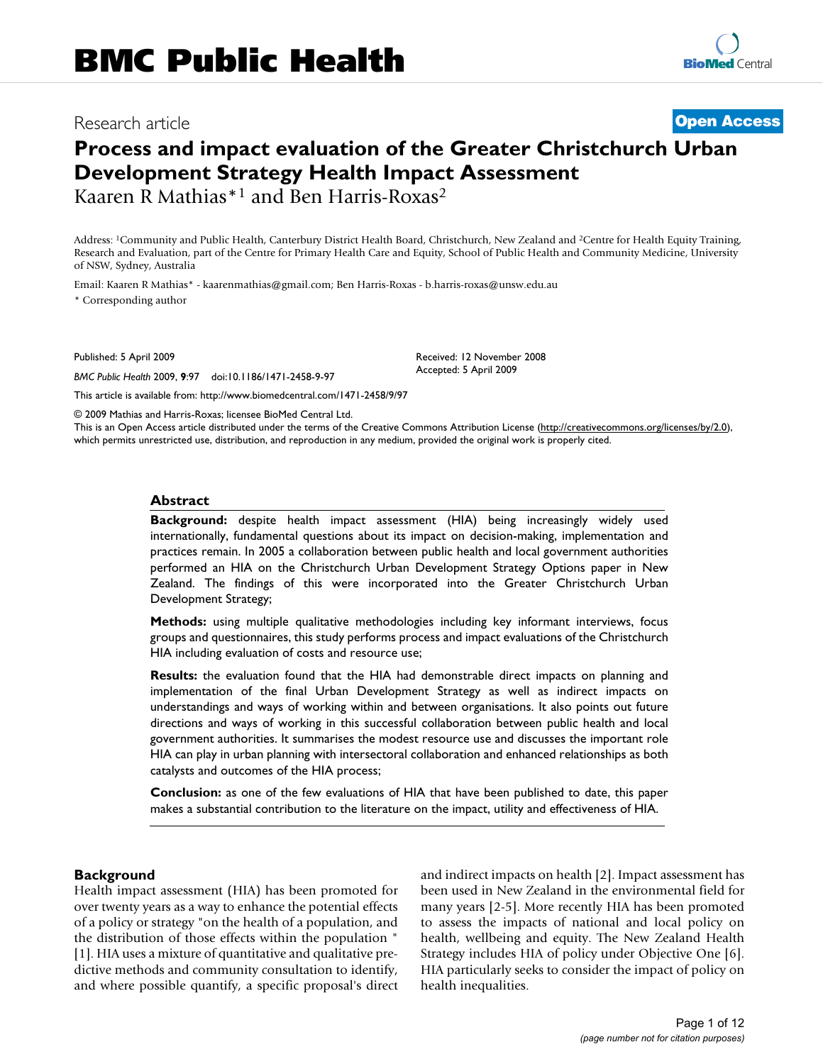BMC Public Health

Research article

**Open Access**

# Process and impact evaluation of the Greater Christchurch Urban Development Strategy Health Impact Assessment

Kaaren R Mathias*[1] and Ben Harris-Roxas[2]

Address: [1]Community and Public Health, Canterbury District Health Board, Christchurch, New Zealand and [2]Centre for Health Equity Training, Research and Evaluation, part of the Centre for Primary Health Care and Equity, School of Public Health and Community Medicine, University of NSW, Sydney, Australia

Email: Kaaren R Mathias* - kaarenmathias@gmail.com; Ben Harris-Roxas - b.harris-roxas@unsw.edu.au

\* Corresponding author

Published: 5 April 2009

Received: 12 November 2008

Accepted: 5 April 2009

*BMC Public Health* 2009, **9**:97 doi:10.1186/1471-2458-9-97

This article is available from: http://www.biomedcentral.com/1471-2458/9/97

© 2009 Mathias and Harris-Roxas; licensee BioMed Central Ltd.

This is an Open Access article distributed under the terms of the Creative Commons Attribution License (http://creativecommons.org/licenses/by/2.0), which permits unrestricted use, distribution, and reproduction in any medium, provided the original work is properly cited.

## Abstract

**Background:** despite health impact assessment (HIA) being increasingly widely used internationally, fundamental questions about its impact on decision-making, implementation and practices remain. In 2005 a collaboration between public health and local government authorities performed an HIA on the Christchurch Urban Development Strategy Options paper in New Zealand. The findings of this were incorporated into the Greater Christchurch Urban Development Strategy;

**Methods:** using multiple qualitative methodologies including key informant interviews, focus groups and questionnaires, this study performs process and impact evaluations of the Christchurch HIA including evaluation of costs and resource use;

**Results:** the evaluation found that the HIA had demonstrable direct impacts on planning and implementation of the final Urban Development Strategy as well as indirect impacts on understandings and ways of working within and between organisations. It also points out future directions and ways of working in this successful collaboration between public health and local government authorities. It summarises the modest resource use and discusses the important role HIA can play in urban planning with intersectoral collaboration and enhanced relationships as both catalysts and outcomes of the HIA process;

**Conclusion:** as one of the few evaluations of HIA that have been published to date, this paper makes a substantial contribution to the literature on the impact, utility and effectiveness of HIA.

## Background

Health impact assessment (HIA) has been promoted for over twenty years as a way to enhance the potential effects of a policy or strategy "on the health of a population, and the distribution of those effects within the population " [1]. HIA uses a mixture of quantitative and qualitative predictive methods and community consultation to identify, and where possible quantify, a specific proposal's direct and indirect impacts on health [2]. Impact assessment has been used in New Zealand in the environmental field for many years [2-5]. More recently HIA has been promoted to assess the impacts of national and local policy on health, wellbeing and equity. The New Zealand Health Strategy includes HIA of policy under Objective One [6]. HIA particularly seeks to consider the impact of policy on health inequalities.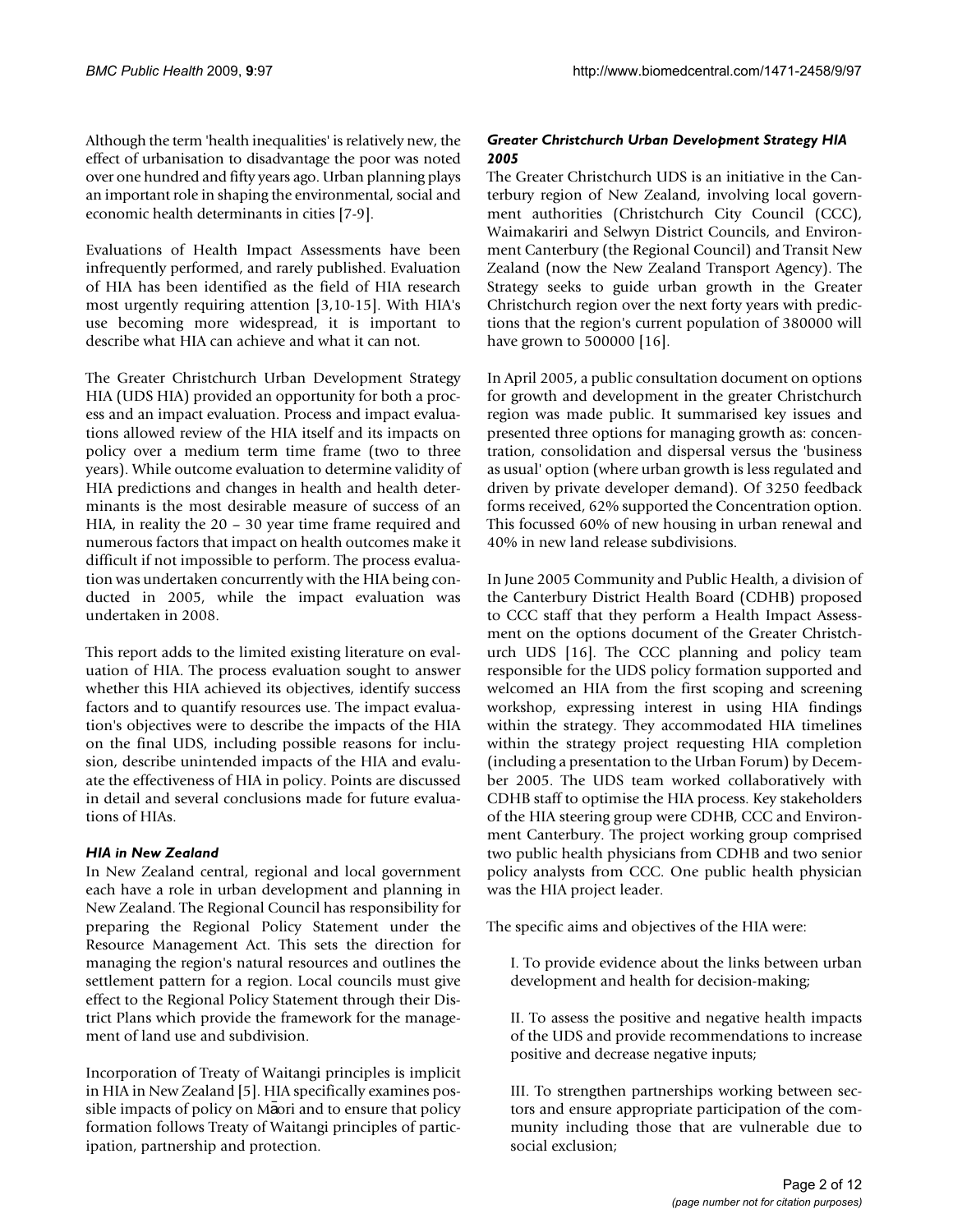Although the term 'health inequalities' is relatively new, the effect of urbanisation to disadvantage the poor was noted over one hundred and fifty years ago. Urban planning plays an important role in shaping the environmental, social and economic health determinants in cities [7-9].

Evaluations of Health Impact Assessments have been infrequently performed, and rarely published. Evaluation of HIA has been identified as the field of HIA research most urgently requiring attention [3,10-15]. With HIA's use becoming more widespread, it is important to describe what HIA can achieve and what it can not.

The Greater Christchurch Urban Development Strategy HIA (UDS HIA) provided an opportunity for both a process and an impact evaluation. Process and impact evaluations allowed review of the HIA itself and its impacts on policy over a medium term time frame (two to three years). While outcome evaluation to determine validity of HIA predictions and changes in health and health determinants is the most desirable measure of success of an HIA, in reality the 20 – 30 year time frame required and numerous factors that impact on health outcomes make it difficult if not impossible to perform. The process evaluation was undertaken concurrently with the HIA being conducted in 2005, while the impact evaluation was undertaken in 2008.

This report adds to the limited existing literature on evaluation of HIA. The process evaluation sought to answer whether this HIA achieved its objectives, identify success factors and to quantify resources use. The impact evaluation's objectives were to describe the impacts of the HIA on the final UDS, including possible reasons for inclusion, describe unintended impacts of the HIA and evaluate the effectiveness of HIA in policy. Points are discussed in detail and several conclusions made for future evaluations of HIAs.

### *HIA in New Zealand*

In New Zealand central, regional and local government each have a role in urban development and planning in New Zealand. The Regional Council has responsibility for preparing the Regional Policy Statement under the Resource Management Act. This sets the direction for managing the region's natural resources and outlines the settlement pattern for a region. Local councils must give effect to the Regional Policy Statement through their District Plans which provide the framework for the management of land use and subdivision.

Incorporation of Treaty of Waitangi principles is implicit in HIA in New Zealand [5]. HIA specifically examines possible impacts of policy on Māori and to ensure that policy formation follows Treaty of Waitangi principles of participation, partnership and protection.

### *Greater Christchurch Urban Development Strategy HIA 2005*

The Greater Christchurch UDS is an initiative in the Canterbury region of New Zealand, involving local government authorities (Christchurch City Council (CCC), Waimakariri and Selwyn District Councils, and Environment Canterbury (the Regional Council) and Transit New Zealand (now the New Zealand Transport Agency). The Strategy seeks to guide urban growth in the Greater Christchurch region over the next forty years with predictions that the region's current population of 380000 will have grown to 500000 [16].

In April 2005, a public consultation document on options for growth and development in the greater Christchurch region was made public. It summarised key issues and presented three options for managing growth as: concentration, consolidation and dispersal versus the 'business as usual' option (where urban growth is less regulated and driven by private developer demand). Of 3250 feedback forms received, 62% supported the Concentration option. This focussed 60% of new housing in urban renewal and 40% in new land release subdivisions.

In June 2005 Community and Public Health, a division of the Canterbury District Health Board (CDHB) proposed to CCC staff that they perform a Health Impact Assessment on the options document of the Greater Christchurch UDS [16]. The CCC planning and policy team responsible for the UDS policy formation supported and welcomed an HIA from the first scoping and screening workshop, expressing interest in using HIA findings within the strategy. They accommodated HIA timelines within the strategy project requesting HIA completion (including a presentation to the Urban Forum) by December 2005. The UDS team worked collaboratively with CDHB staff to optimise the HIA process. Key stakeholders of the HIA steering group were CDHB, CCC and Environment Canterbury. The project working group comprised two public health physicians from CDHB and two senior policy analysts from CCC. One public health physician was the HIA project leader.

The specific aims and objectives of the HIA were:

I. To provide evidence about the links between urban development and health for decision-making;

II. To assess the positive and negative health impacts of the UDS and provide recommendations to increase positive and decrease negative inputs;

III. To strengthen partnerships working between sectors and ensure appropriate participation of the community including those that are vulnerable due to social exclusion;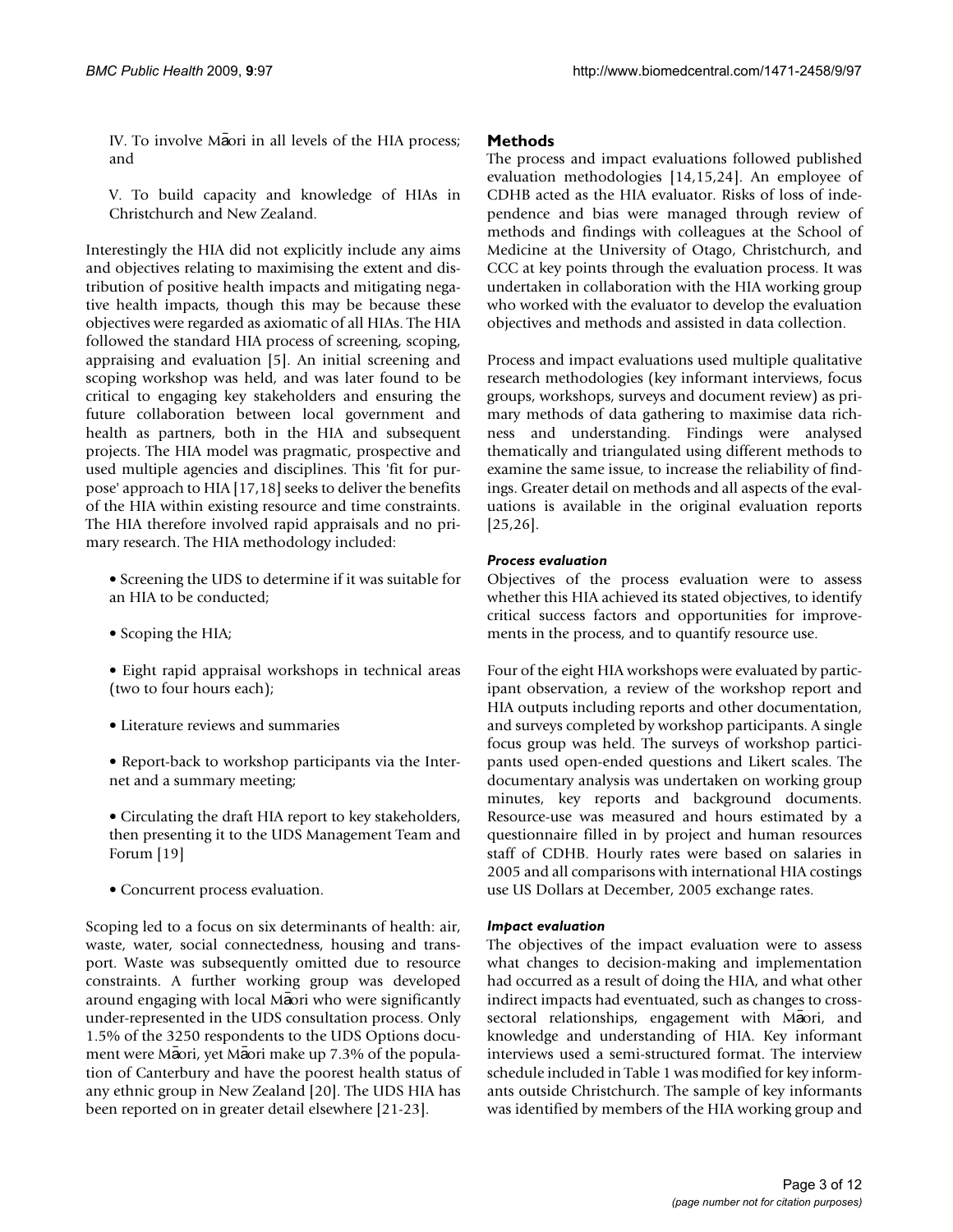IV. To involve Māori in all levels of the HIA process; and

V. To build capacity and knowledge of HIAs in Christchurch and New Zealand.

Interestingly the HIA did not explicitly include any aims and objectives relating to maximising the extent and distribution of positive health impacts and mitigating negative health impacts, though this may be because these objectives were regarded as axiomatic of all HIAs. The HIA followed the standard HIA process of screening, scoping, appraising and evaluation [5]. An initial screening and scoping workshop was held, and was later found to be critical to engaging key stakeholders and ensuring the future collaboration between local government and health as partners, both in the HIA and subsequent projects. The HIA model was pragmatic, prospective and used multiple agencies and disciplines. This 'fit for purpose' approach to HIA [17,18] seeks to deliver the benefits of the HIA within existing resource and time constraints. The HIA therefore involved rapid appraisals and no primary research. The HIA methodology included:

- Screening the UDS to determine if it was suitable for an HIA to be conducted;
- Scoping the HIA;
- Eight rapid appraisal workshops in technical areas (two to four hours each);
- Literature reviews and summaries
- Report-back to workshop participants via the Internet and a summary meeting;
- Circulating the draft HIA report to key stakeholders, then presenting it to the UDS Management Team and Forum [19]
- Concurrent process evaluation.

Scoping led to a focus on six determinants of health: air, waste, water, social connectedness, housing and transport. Waste was subsequently omitted due to resource constraints. A further working group was developed around engaging with local Māori who were significantly under-represented in the UDS consultation process. Only 1.5% of the 3250 respondents to the UDS Options document were Māori, yet Māori make up 7.3% of the population of Canterbury and have the poorest health status of any ethnic group in New Zealand [20]. The UDS HIA has been reported on in greater detail elsewhere [21-23].

## Methods

The process and impact evaluations followed published evaluation methodologies [14,15,24]. An employee of CDHB acted as the HIA evaluator. Risks of loss of independence and bias were managed through review of methods and findings with colleagues at the School of Medicine at the University of Otago, Christchurch, and CCC at key points through the evaluation process. It was undertaken in collaboration with the HIA working group who worked with the evaluator to develop the evaluation objectives and methods and assisted in data collection.

Process and impact evaluations used multiple qualitative research methodologies (key informant interviews, focus groups, workshops, surveys and document review) as primary methods of data gathering to maximise data richness and understanding. Findings were analysed thematically and triangulated using different methods to examine the same issue, to increase the reliability of findings. Greater detail on methods and all aspects of the evaluations is available in the original evaluation reports [25,26].

### *Process evaluation*

Objectives of the process evaluation were to assess whether this HIA achieved its stated objectives, to identify critical success factors and opportunities for improvements in the process, and to quantify resource use.

Four of the eight HIA workshops were evaluated by participant observation, a review of the workshop report and HIA outputs including reports and other documentation, and surveys completed by workshop participants. A single focus group was held. The surveys of workshop participants used open-ended questions and Likert scales. The documentary analysis was undertaken on working group minutes, key reports and background documents. Resource-use was measured and hours estimated by a questionnaire filled in by project and human resources staff of CDHB. Hourly rates were based on salaries in 2005 and all comparisons with international HIA costings use US Dollars at December, 2005 exchange rates.

### *Impact evaluation*

The objectives of the impact evaluation were to assess what changes to decision-making and implementation had occurred as a result of doing the HIA, and what other indirect impacts had eventuated, such as changes to cross-sectoral relationships, engagement with Māori, and knowledge and understanding of HIA. Key informant interviews used a semi-structured format. The interview schedule included in Table 1 was modified for key informants outside Christchurch. The sample of key informants was identified by members of the HIA working group and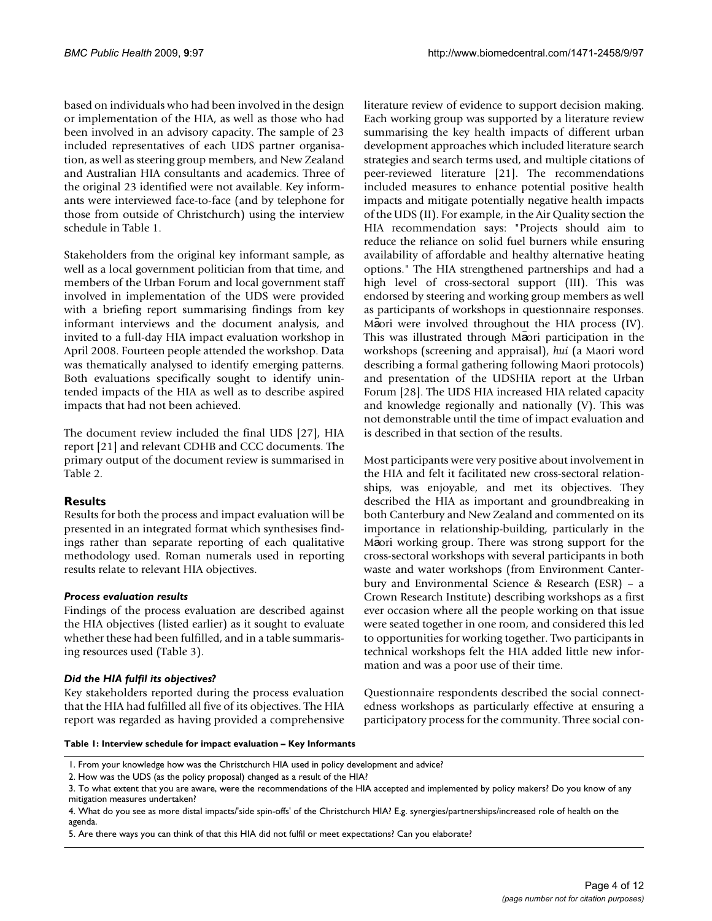based on individuals who had been involved in the design or implementation of the HIA, as well as those who had been involved in an advisory capacity. The sample of 23 included representatives of each UDS partner organisation, as well as steering group members, and New Zealand and Australian HIA consultants and academics. Three of the original 23 identified were not available. Key informants were interviewed face-to-face (and by telephone for those from outside of Christchurch) using the interview schedule in Table 1.

Stakeholders from the original key informant sample, as well as a local government politician from that time, and members of the Urban Forum and local government staff involved in implementation of the UDS were provided with a briefing report summarising findings from key informant interviews and the document analysis, and invited to a full-day HIA impact evaluation workshop in April 2008. Fourteen people attended the workshop. Data was thematically analysed to identify emerging patterns. Both evaluations specifically sought to identify unintended impacts of the HIA as well as to describe aspired impacts that had not been achieved.

The document review included the final UDS [27], HIA report [21] and relevant CDHB and CCC documents. The primary output of the document review is summarised in Table 2.

## Results

Results for both the process and impact evaluation will be presented in an integrated format which synthesises findings rather than separate reporting of each qualitative methodology used. Roman numerals used in reporting results relate to relevant HIA objectives.

### *Process evaluation results*

Findings of the process evaluation are described against the HIA objectives (listed earlier) as it sought to evaluate whether these had been fulfilled, and in a table summarising resources used (Table 3).

### *Did the HIA fulfil its objectives?*

Key stakeholders reported during the process evaluation that the HIA had fulfilled all five of its objectives. The HIA report was regarded as having provided a comprehensive literature review of evidence to support decision making. Each working group was supported by a literature review summarising the key health impacts of different urban development approaches which included literature search strategies and search terms used, and multiple citations of peer-reviewed literature [21]. The recommendations included measures to enhance potential positive health impacts and mitigate potentially negative health impacts of the UDS (II). For example, in the Air Quality section the HIA recommendation says: "Projects should aim to reduce the reliance on solid fuel burners while ensuring availability of affordable and healthy alternative heating options." The HIA strengthened partnerships and had a high level of cross-sectoral support (III). This was endorsed by steering and working group members as well as participants of workshops in questionnaire responses. Māori were involved throughout the HIA process (IV). This was illustrated through Māori participation in the workshops (screening and appraisal), *hui* (a Maori word describing a formal gathering following Maori protocols) and presentation of the UDSHIA report at the Urban Forum [28]. The UDS HIA increased HIA related capacity and knowledge regionally and nationally (V). This was not demonstrable until the time of impact evaluation and is described in that section of the results.

Most participants were very positive about involvement in the HIA and felt it facilitated new cross-sectoral relationships, was enjoyable, and met its objectives. They described the HIA as important and groundbreaking in both Canterbury and New Zealand and commented on its importance in relationship-building, particularly in the Māori working group. There was strong support for the cross-sectoral workshops with several participants in both waste and water workshops (from Environment Canterbury and Environmental Science & Research (ESR) – a Crown Research Institute) describing workshops as a first ever occasion where all the people working on that issue were seated together in one room, and considered this led to opportunities for working together. Two participants in technical workshops felt the HIA added little new information and was a poor use of their time.

Questionnaire respondents described the social connectedness workshops as particularly effective at ensuring a participatory process for the community. Three social con-

**Table 1: Interview schedule for impact evaluation – Key Informants**

| |
|---|
| 1. From your knowledge how was the Christchurch HIA used in policy development and advice? |
| 2. How was the UDS (as the policy proposal) changed as a result of the HIA? |
| 3. To what extent that you are aware, were the recommendations of the HIA accepted and implemented by policy makers? Do you know of any mitigation measures undertaken? |
| 4. What do you see as more distal impacts/'side spin-offs' of the Christchurch HIA? E.g. synergies/partnerships/increased role of health on the agenda. |
| 5. Are there ways you can think of that this HIA did not fulfil or meet expectations? Can you elaborate? |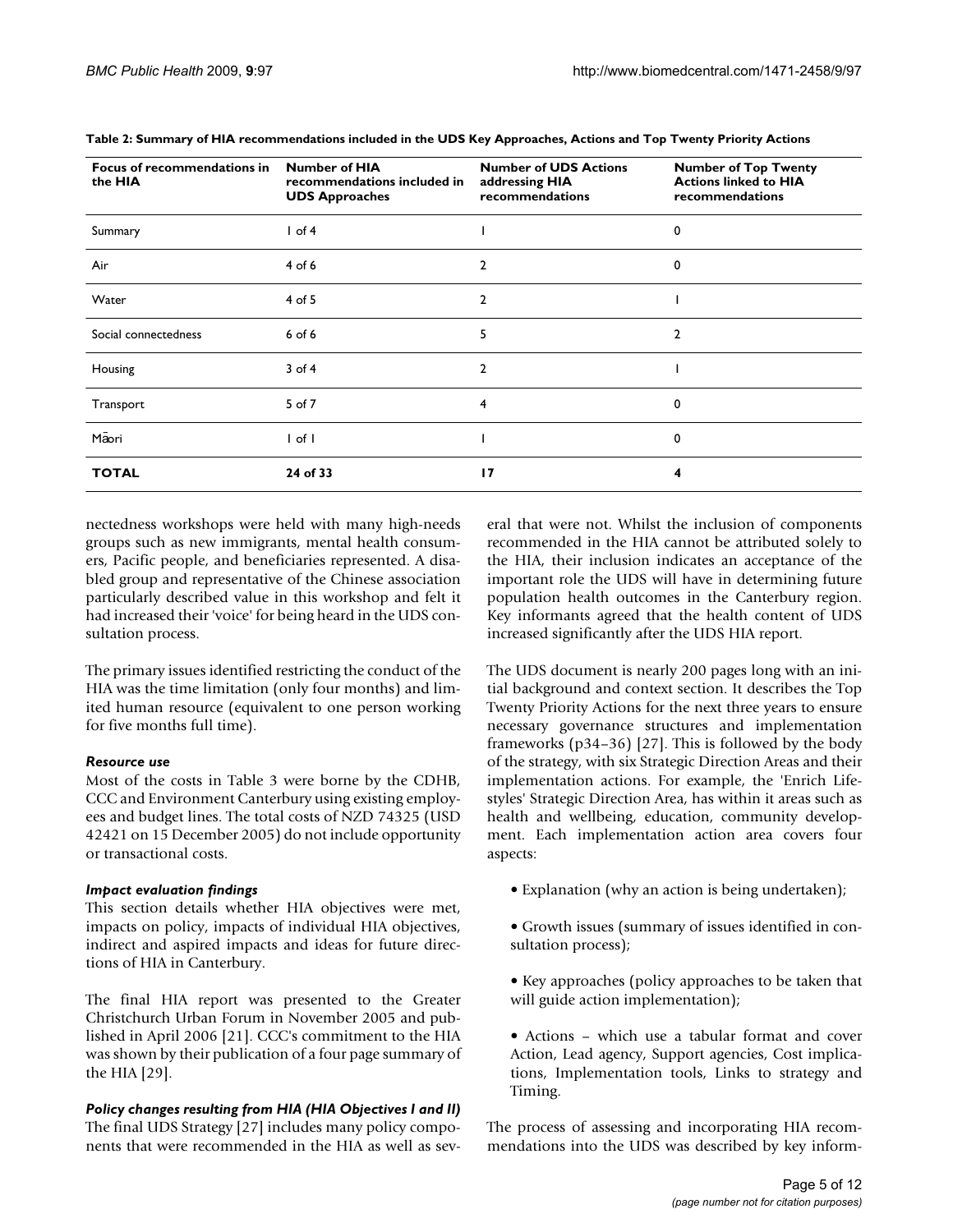**Table 2: Summary of HIA recommendations included in the UDS Key Approaches, Actions and Top Twenty Priority Actions**

| Focus of recommendations in the HIA | Number of HIA recommendations included in UDS Approaches | Number of UDS Actions addressing HIA recommendations | Number of Top Twenty Actions linked to HIA recommendations |
|---|---|---|---|
| Summary | 1 of 4 | 1 | 0 |
| Air | 4 of 6 | 2 | 0 |
| Water | 4 of 5 | 2 | 1 |
| Social connectedness | 6 of 6 | 5 | 2 |
| Housing | 3 of 4 | 2 | 1 |
| Transport | 5 of 7 | 4 | 0 |
| Māori | 1 of 1 | 1 | 0 |
| **TOTAL** | **24 of 33** | **17** | **4** |

nectedness workshops were held with many high-needs groups such as new immigrants, mental health consumers, Pacific people, and beneficiaries represented. A disabled group and representative of the Chinese association particularly described value in this workshop and felt it had increased their 'voice' for being heard in the UDS consultation process.

The primary issues identified restricting the conduct of the HIA was the time limitation (only four months) and limited human resource (equivalent to one person working for five months full time).

### *Resource use*

Most of the costs in Table 3 were borne by the CDHB, CCC and Environment Canterbury using existing employees and budget lines. The total costs of NZD 74325 (USD 42421 on 15 December 2005) do not include opportunity or transactional costs.

### *Impact evaluation findings*

This section details whether HIA objectives were met, impacts on policy, impacts of individual HIA objectives, indirect and aspired impacts and ideas for future directions of HIA in Canterbury.

The final HIA report was presented to the Greater Christchurch Urban Forum in November 2005 and published in April 2006 [21]. CCC's commitment to the HIA was shown by their publication of a four page summary of the HIA [29].

### *Policy changes resulting from HIA (HIA Objectives I and II)*

The final UDS Strategy [27] includes many policy components that were recommended in the HIA as well as several that were not. Whilst the inclusion of components recommended in the HIA cannot be attributed solely to the HIA, their inclusion indicates an acceptance of the important role the UDS will have in determining future population health outcomes in the Canterbury region. Key informants agreed that the health content of UDS increased significantly after the UDS HIA report.

The UDS document is nearly 200 pages long with an initial background and context section. It describes the Top Twenty Priority Actions for the next three years to ensure necessary governance structures and implementation frameworks (p34–36) [27]. This is followed by the body of the strategy, with six Strategic Direction Areas and their implementation actions. For example, the 'Enrich Lifestyles' Strategic Direction Area, has within it areas such as health and wellbeing, education, community development. Each implementation action area covers four aspects:

- Explanation (why an action is being undertaken);
- Growth issues (summary of issues identified in consultation process);
- Key approaches (policy approaches to be taken that will guide action implementation);
- Actions – which use a tabular format and cover Action, Lead agency, Support agencies, Cost implications, Implementation tools, Links to strategy and Timing.

The process of assessing and incorporating HIA recommendations into the UDS was described by key inform-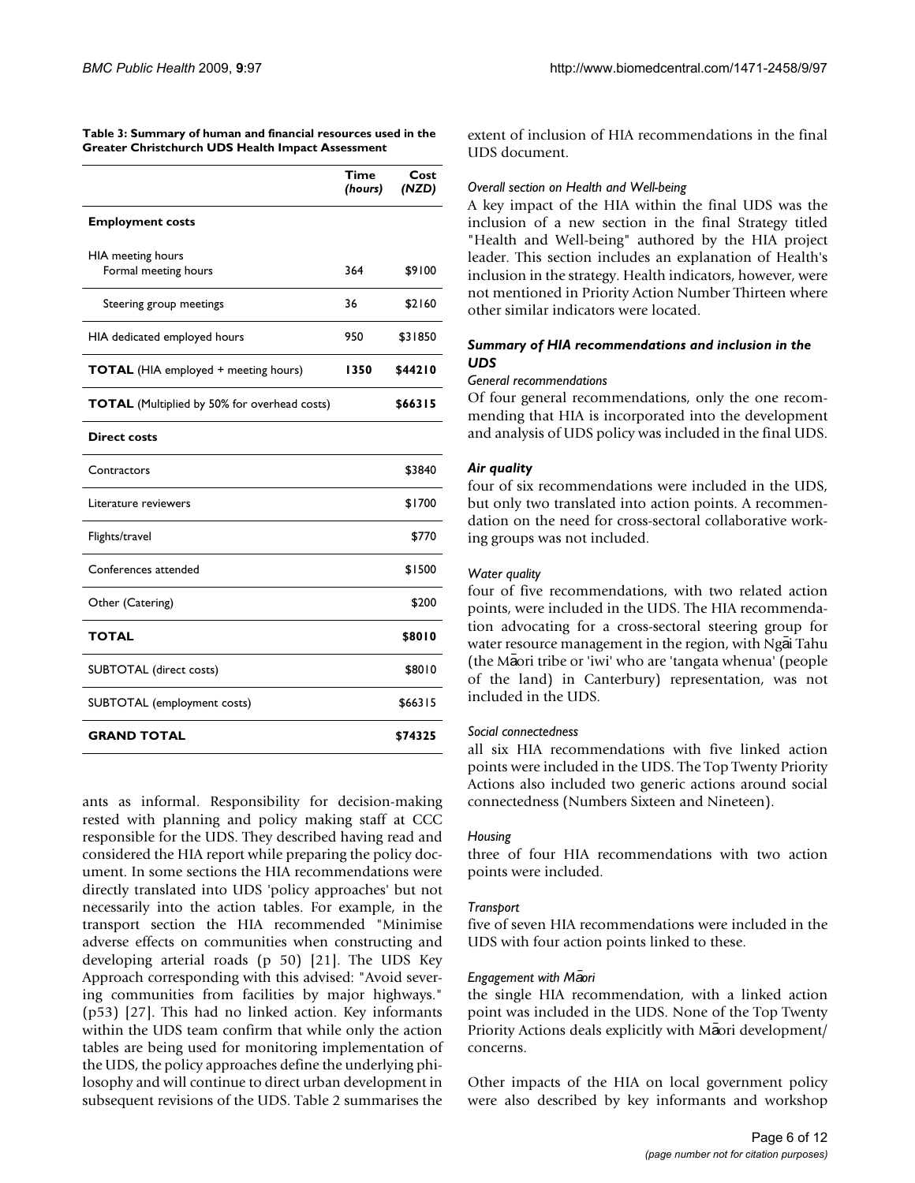**Table 3: Summary of human and financial resources used in the Greater Christchurch UDS Health Impact Assessment**

| | Time (hours) | Cost (NZD) |
|---|---|---|
| **Employment costs** | | |
| HIA meeting hours | | |
| Formal meeting hours | 364 | $9100 |
| Steering group meetings | 36 | $2160 |
| HIA dedicated employed hours | 950 | $31850 |
| **TOTAL** (HIA employed + meeting hours) | **1350** | **$44210** |
| **TOTAL** (Multiplied by 50% for overhead costs) | | **$66315** |
| **Direct costs** | | |
| Contractors | | $3840 |
| Literature reviewers | | $1700 |
| Flights/travel | | $770 |
| Conferences attended | | $1500 |
| Other (Catering) | | $200 |
| **TOTAL** | | **$8010** |
| SUBTOTAL (direct costs) | | $8010 |
| SUBTOTAL (employment costs) | | $66315 |
| **GRAND TOTAL** | | **$74325** |

ants as informal. Responsibility for decision-making rested with planning and policy making staff at CCC responsible for the UDS. They described having read and considered the HIA report while preparing the policy document. In some sections the HIA recommendations were directly translated into UDS 'policy approaches' but not necessarily into the action tables. For example, in the transport section the HIA recommended "Minimise adverse effects on communities when constructing and developing arterial roads (p 50) [21]. The UDS Key Approach corresponding with this advised: "Avoid severing communities from facilities by major highways." (p53) [27]. This had no linked action. Key informants within the UDS team confirm that while only the action tables are being used for monitoring implementation of the UDS, the policy approaches define the underlying philosophy and will continue to direct urban development in subsequent revisions of the UDS. Table 2 summarises the extent of inclusion of HIA recommendations in the final UDS document.

*Overall section on Health and Well-being*

A key impact of the HIA within the final UDS was the inclusion of a new section in the final Strategy titled "Health and Well-being" authored by the HIA project leader. This section includes an explanation of Health's inclusion in the strategy. Health indicators, however, were not mentioned in Priority Action Number Thirteen where other similar indicators were located.

### *Summary of HIA recommendations and inclusion in the UDS*

*General recommendations*

Of four general recommendations, only the one recommending that HIA is incorporated into the development and analysis of UDS policy was included in the final UDS.

***Air quality***

four of six recommendations were included in the UDS, but only two translated into action points. A recommendation on the need for cross-sectoral collaborative working groups was not included.

*Water quality*

four of five recommendations, with two related action points, were included in the UDS. The HIA recommendation advocating for a cross-sectoral steering group for water resource management in the region, with Ngāi Tahu (the Māori tribe or 'iwi' who are 'tangata whenua' (people of the land) in Canterbury) representation, was not included in the UDS.

*Social connectedness*

all six HIA recommendations with five linked action points were included in the UDS. The Top Twenty Priority Actions also included two generic actions around social connectedness (Numbers Sixteen and Nineteen).

*Housing*

three of four HIA recommendations with two action points were included.

*Transport*

five of seven HIA recommendations were included in the UDS with four action points linked to these.

*Engagement with Māori*

the single HIA recommendation, with a linked action point was included in the UDS. None of the Top Twenty Priority Actions deals explicitly with Māori development/concerns.

Other impacts of the HIA on local government policy were also described by key informants and workshop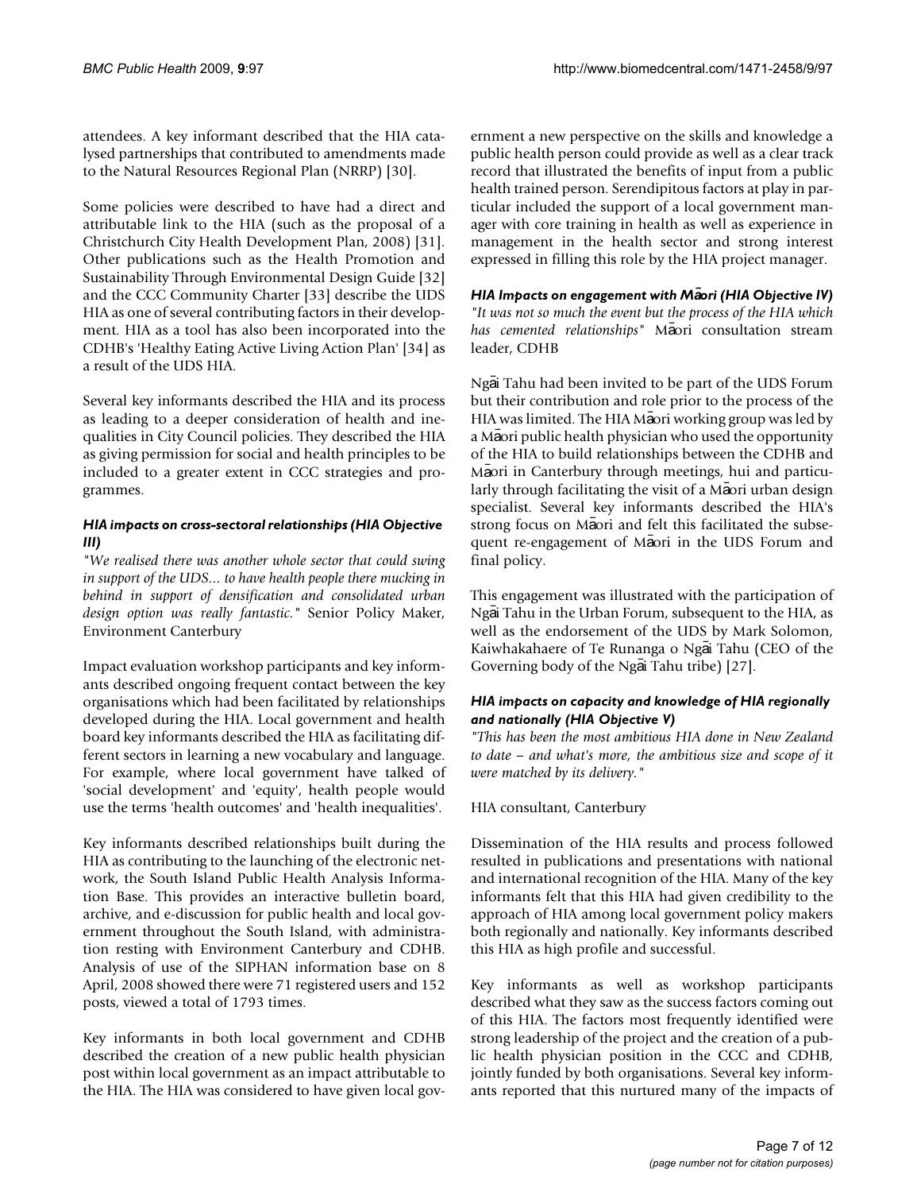attendees. A key informant described that the HIA catalysed partnerships that contributed to amendments made to the Natural Resources Regional Plan (NRRP) [30].

Some policies were described to have had a direct and attributable link to the HIA (such as the proposal of a Christchurch City Health Development Plan, 2008) [31]. Other publications such as the Health Promotion and Sustainability Through Environmental Design Guide [32] and the CCC Community Charter [33] describe the UDS HIA as one of several contributing factors in their development. HIA as a tool has also been incorporated into the CDHB's 'Healthy Eating Active Living Action Plan' [34] as a result of the UDS HIA.

Several key informants described the HIA and its process as leading to a deeper consideration of health and inequalities in City Council policies. They described the HIA as giving permission for social and health principles to be included to a greater extent in CCC strategies and programmes.

### *HIA impacts on cross-sectoral relationships (HIA Objective III)*

*"We realised there was another whole sector that could swing in support of the UDS... to have health people there mucking in behind in support of densification and consolidated urban design option was really fantastic."* Senior Policy Maker, Environment Canterbury

Impact evaluation workshop participants and key informants described ongoing frequent contact between the key organisations which had been facilitated by relationships developed during the HIA. Local government and health board key informants described the HIA as facilitating different sectors in learning a new vocabulary and language. For example, where local government have talked of 'social development' and 'equity', health people would use the terms 'health outcomes' and 'health inequalities'.

Key informants described relationships built during the HIA as contributing to the launching of the electronic network, the South Island Public Health Analysis Information Base. This provides an interactive bulletin board, archive, and e-discussion for public health and local government throughout the South Island, with administration resting with Environment Canterbury and CDHB. Analysis of use of the SIPHAN information base on 8 April, 2008 showed there were 71 registered users and 152 posts, viewed a total of 1793 times.

Key informants in both local government and CDHB described the creation of a new public health physician post within local government as an impact attributable to the HIA. The HIA was considered to have given local government a new perspective on the skills and knowledge a public health person could provide as well as a clear track record that illustrated the benefits of input from a public health trained person. Serendipitous factors at play in particular included the support of a local government manager with core training in health as well as experience in management in the health sector and strong interest expressed in filling this role by the HIA project manager.

### *HIA Impacts on engagement with Māori (HIA Objective IV)*

*"It was not so much the event but the process of the HIA which has cemented relationships"* Māori consultation stream leader, CDHB

Ngāi Tahu had been invited to be part of the UDS Forum but their contribution and role prior to the process of the HIA was limited. The HIA Māori working group was led by a Māori public health physician who used the opportunity of the HIA to build relationships between the CDHB and Māori in Canterbury through meetings, hui and particularly through facilitating the visit of a Māori urban design specialist. Several key informants described the HIA's strong focus on Māori and felt this facilitated the subsequent re-engagement of Māori in the UDS Forum and final policy.

This engagement was illustrated with the participation of Ngāi Tahu in the Urban Forum, subsequent to the HIA, as well as the endorsement of the UDS by Mark Solomon, Kaiwhakahaere of Te Runanga o Ngāi Tahu (CEO of the Governing body of the Ngāi Tahu tribe) [27].

### *HIA impacts on capacity and knowledge of HIA regionally and nationally (HIA Objective V)*

*"This has been the most ambitious HIA done in New Zealand to date – and what's more, the ambitious size and scope of it were matched by its delivery."*

HIA consultant, Canterbury

Dissemination of the HIA results and process followed resulted in publications and presentations with national and international recognition of the HIA. Many of the key informants felt that this HIA had given credibility to the approach of HIA among local government policy makers both regionally and nationally. Key informants described this HIA as high profile and successful.

Key informants as well as workshop participants described what they saw as the success factors coming out of this HIA. The factors most frequently identified were strong leadership of the project and the creation of a public health physician position in the CCC and CDHB, jointly funded by both organisations. Several key informants reported that this nurtured many of the impacts of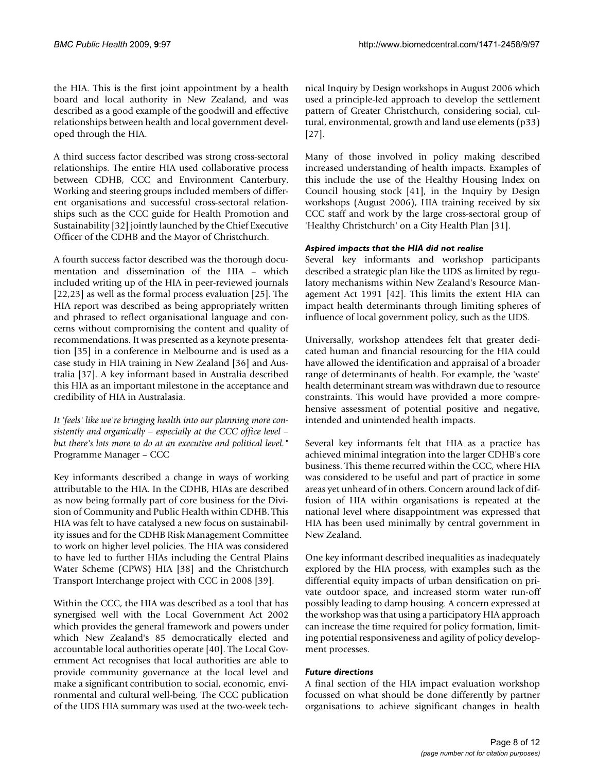the HIA. This is the first joint appointment by a health board and local authority in New Zealand, and was described as a good example of the goodwill and effective relationships between health and local government developed through the HIA.

A third success factor described was strong cross-sectoral relationships. The entire HIA used collaborative process between CDHB, CCC and Environment Canterbury. Working and steering groups included members of different organisations and successful cross-sectoral relationships such as the CCC guide for Health Promotion and Sustainability [32] jointly launched by the Chief Executive Officer of the CDHB and the Mayor of Christchurch.

A fourth success factor described was the thorough documentation and dissemination of the HIA – which included writing up of the HIA in peer-reviewed journals [22,23] as well as the formal process evaluation [25]. The HIA report was described as being appropriately written and phrased to reflect organisational language and concerns without compromising the content and quality of recommendations. It was presented as a keynote presentation [35] in a conference in Melbourne and is used as a case study in HIA training in New Zealand [36] and Australia [37]. A key informant based in Australia described this HIA as an important milestone in the acceptance and credibility of HIA in Australasia.

*It 'feels' like we're bringing health into our planning more consistently and organically – especially at the CCC office level – but there's lots more to do at an executive and political level."* Programme Manager – CCC

Key informants described a change in ways of working attributable to the HIA. In the CDHB, HIAs are described as now being formally part of core business for the Division of Community and Public Health within CDHB. This HIA was felt to have catalysed a new focus on sustainability issues and for the CDHB Risk Management Committee to work on higher level policies. The HIA was considered to have led to further HIAs including the Central Plains Water Scheme (CPWS) HIA [38] and the Christchurch Transport Interchange project with CCC in 2008 [39].

Within the CCC, the HIA was described as a tool that has synergised well with the Local Government Act 2002 which provides the general framework and powers under which New Zealand's 85 democratically elected and accountable local authorities operate [40]. The Local Government Act recognises that local authorities are able to provide community governance at the local level and make a significant contribution to social, economic, environmental and cultural well-being. The CCC publication of the UDS HIA summary was used at the two-week technical Inquiry by Design workshops in August 2006 which used a principle-led approach to develop the settlement pattern of Greater Christchurch, considering social, cultural, environmental, growth and land use elements (p33) [27].

Many of those involved in policy making described increased understanding of health impacts. Examples of this include the use of the Healthy Housing Index on Council housing stock [41], in the Inquiry by Design workshops (August 2006), HIA training received by six CCC staff and work by the large cross-sectoral group of 'Healthy Christchurch' on a City Health Plan [31].

#### *Aspired impacts that the HIA did not realise*

Several key informants and workshop participants described a strategic plan like the UDS as limited by regulatory mechanisms within New Zealand's Resource Management Act 1991 [42]. This limits the extent HIA can impact health determinants through limiting spheres of influence of local government policy, such as the UDS.

Universally, workshop attendees felt that greater dedicated human and financial resourcing for the HIA could have allowed the identification and appraisal of a broader range of determinants of health. For example, the 'waste' health determinant stream was withdrawn due to resource constraints. This would have provided a more comprehensive assessment of potential positive and negative, intended and unintended health impacts.

Several key informants felt that HIA as a practice has achieved minimal integration into the larger CDHB's core business. This theme recurred within the CCC, where HIA was considered to be useful and part of practice in some areas yet unheard of in others. Concern around lack of diffusion of HIA within organisations is repeated at the national level where disappointment was expressed that HIA has been used minimally by central government in New Zealand.

One key informant described inequalities as inadequately explored by the HIA process, with examples such as the differential equity impacts of urban densification on private outdoor space, and increased storm water run-off possibly leading to damp housing. A concern expressed at the workshop was that using a participatory HIA approach can increase the time required for policy formation, limiting potential responsiveness and agility of policy development processes.

#### *Future directions*

A final section of the HIA impact evaluation workshop focussed on what should be done differently by partner organisations to achieve significant changes in health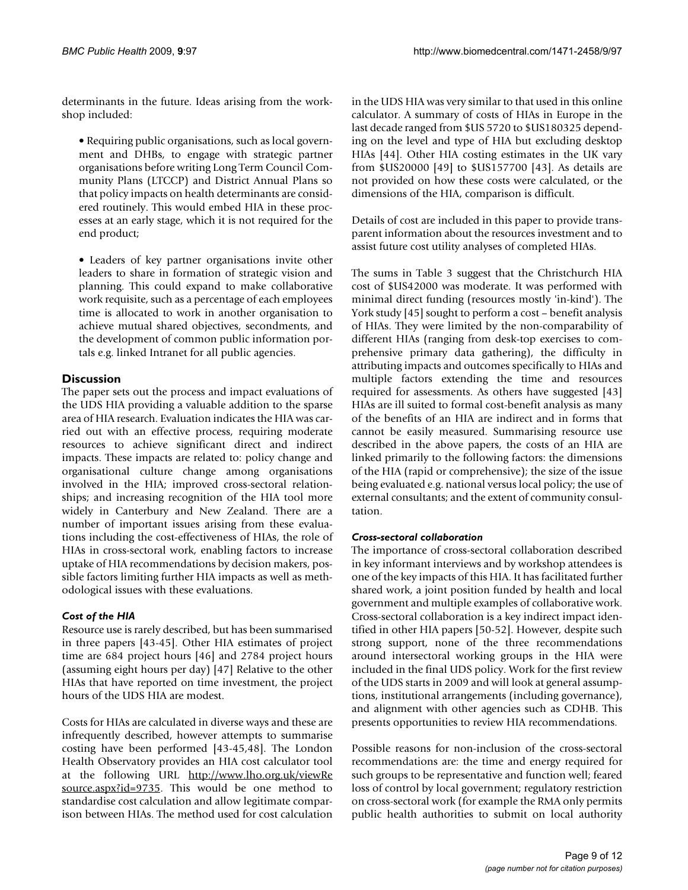determinants in the future. Ideas arising from the workshop included:

- Requiring public organisations, such as local government and DHBs, to engage with strategic partner organisations before writing Long Term Council Community Plans (LTCCP) and District Annual Plans so that policy impacts on health determinants are considered routinely. This would embed HIA in these processes at an early stage, which it is not required for the end product;

- Leaders of key partner organisations invite other leaders to share in formation of strategic vision and planning. This could expand to make collaborative work requisite, such as a percentage of each employees time is allocated to work in another organisation to achieve mutual shared objectives, secondments, and the development of common public information portals e.g. linked Intranet for all public agencies.

## Discussion

The paper sets out the process and impact evaluations of the UDS HIA providing a valuable addition to the sparse area of HIA research. Evaluation indicates the HIA was carried out with an effective process, requiring moderate resources to achieve significant direct and indirect impacts. These impacts are related to: policy change and organisational culture change among organisations involved in the HIA; improved cross-sectoral relationships; and increasing recognition of the HIA tool more widely in Canterbury and New Zealand. There are a number of important issues arising from these evaluations including the cost-effectiveness of HIAs, the role of HIAs in cross-sectoral work, enabling factors to increase uptake of HIA recommendations by decision makers, possible factors limiting further HIA impacts as well as methodological issues with these evaluations.

### *Cost of the HIA*

Resource use is rarely described, but has been summarised in three papers [43-45]. Other HIA estimates of project time are 684 project hours [46] and 2784 project hours (assuming eight hours per day) [47] Relative to the other HIAs that have reported on time investment, the project hours of the UDS HIA are modest.

Costs for HIAs are calculated in diverse ways and these are infrequently described, however attempts to summarise costing have been performed [43-45,48]. The London Health Observatory provides an HIA cost calculator tool at the following URL http://www.lho.org.uk/viewResource.aspx?id=9735. This would be one method to standardise cost calculation and allow legitimate comparison between HIAs. The method used for cost calculation in the UDS HIA was very similar to that used in this online calculator. A summary of costs of HIAs in Europe in the last decade ranged from $US 5720 to $US180325 depending on the level and type of HIA but excluding desktop HIAs [44]. Other HIA costing estimates in the UK vary from $US20000 [49] to $US157700 [43]. As details are not provided on how these costs were calculated, or the dimensions of the HIA, comparison is difficult.

Details of cost are included in this paper to provide transparent information about the resources investment and to assist future cost utility analyses of completed HIAs.

The sums in Table 3 suggest that the Christchurch HIA cost of $US42000 was moderate. It was performed with minimal direct funding (resources mostly 'in-kind'). The York study [45] sought to perform a cost – benefit analysis of HIAs. They were limited by the non-comparability of different HIAs (ranging from desk-top exercises to comprehensive primary data gathering), the difficulty in attributing impacts and outcomes specifically to HIAs and multiple factors extending the time and resources required for assessments. As others have suggested [43] HIAs are ill suited to formal cost-benefit analysis as many of the benefits of an HIA are indirect and in forms that cannot be easily measured. Summarising resource use described in the above papers, the costs of an HIA are linked primarily to the following factors: the dimensions of the HIA (rapid or comprehensive); the size of the issue being evaluated e.g. national versus local policy; the use of external consultants; and the extent of community consultation.

### *Cross-sectoral collaboration*

The importance of cross-sectoral collaboration described in key informant interviews and by workshop attendees is one of the key impacts of this HIA. It has facilitated further shared work, a joint position funded by health and local government and multiple examples of collaborative work. Cross-sectoral collaboration is a key indirect impact identified in other HIA papers [50-52]. However, despite such strong support, none of the three recommendations around intersectoral working groups in the HIA were included in the final UDS policy. Work for the first review of the UDS starts in 2009 and will look at general assumptions, institutional arrangements (including governance), and alignment with other agencies such as CDHB. This presents opportunities to review HIA recommendations.

Possible reasons for non-inclusion of the cross-sectoral recommendations are: the time and energy required for such groups to be representative and function well; feared loss of control by local government; regulatory restriction on cross-sectoral work (for example the RMA only permits public health authorities to submit on local authority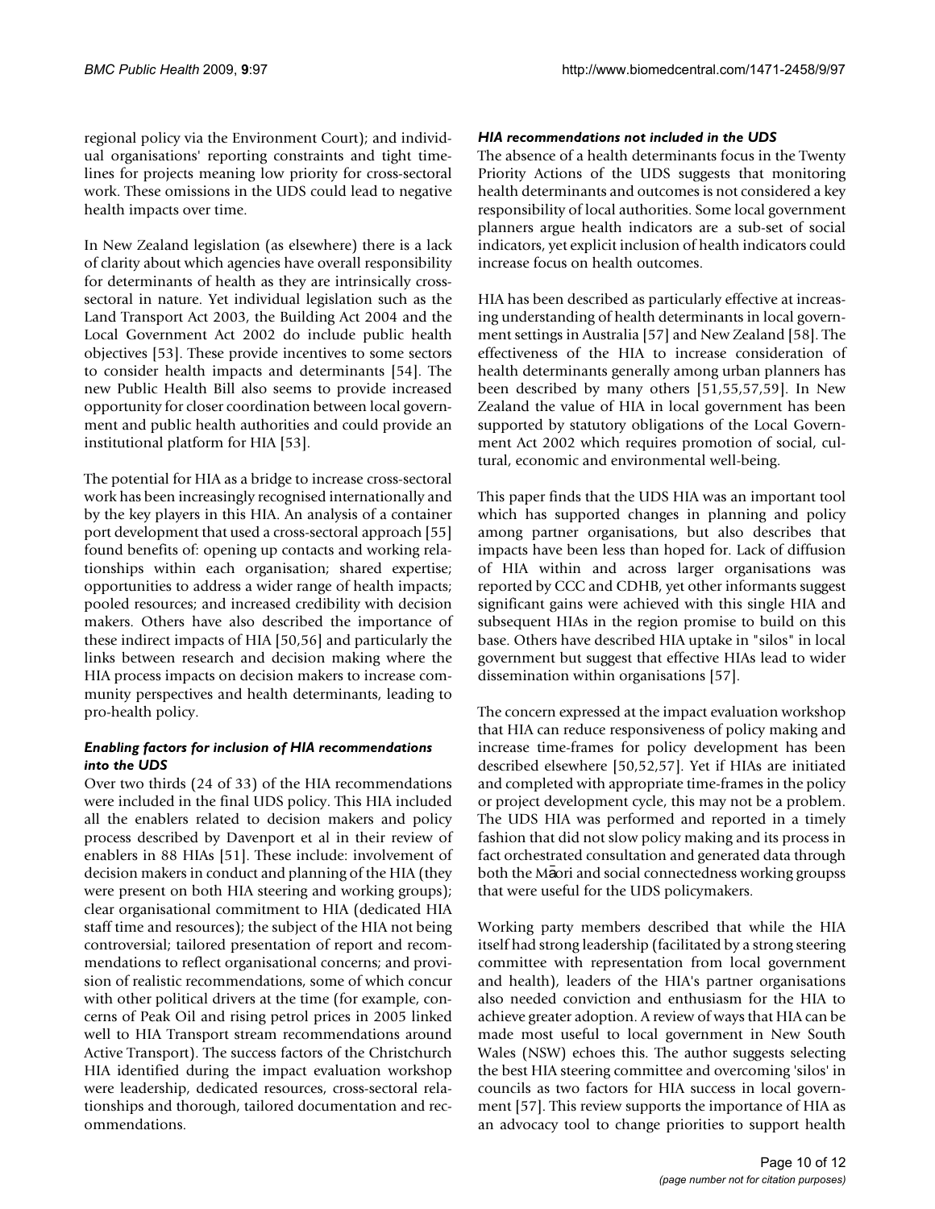regional policy via the Environment Court); and individual organisations' reporting constraints and tight timelines for projects meaning low priority for cross-sectoral work. These omissions in the UDS could lead to negative health impacts over time.

In New Zealand legislation (as elsewhere) there is a lack of clarity about which agencies have overall responsibility for determinants of health as they are intrinsically cross-sectoral in nature. Yet individual legislation such as the Land Transport Act 2003, the Building Act 2004 and the Local Government Act 2002 do include public health objectives [53]. These provide incentives to some sectors to consider health impacts and determinants [54]. The new Public Health Bill also seems to provide increased opportunity for closer coordination between local government and public health authorities and could provide an institutional platform for HIA [53].

The potential for HIA as a bridge to increase cross-sectoral work has been increasingly recognised internationally and by the key players in this HIA. An analysis of a container port development that used a cross-sectoral approach [55] found benefits of: opening up contacts and working relationships within each organisation; shared expertise; opportunities to address a wider range of health impacts; pooled resources; and increased credibility with decision makers. Others have also described the importance of these indirect impacts of HIA [50,56] and particularly the links between research and decision making where the HIA process impacts on decision makers to increase community perspectives and health determinants, leading to pro-health policy.

### *Enabling factors for inclusion of HIA recommendations into the UDS*

Over two thirds (24 of 33) of the HIA recommendations were included in the final UDS policy. This HIA included all the enablers related to decision makers and policy process described by Davenport et al in their review of enablers in 88 HIAs [51]. These include: involvement of decision makers in conduct and planning of the HIA (they were present on both HIA steering and working groups); clear organisational commitment to HIA (dedicated HIA staff time and resources); the subject of the HIA not being controversial; tailored presentation of report and recommendations to reflect organisational concerns; and provision of realistic recommendations, some of which concur with other political drivers at the time (for example, concerns of Peak Oil and rising petrol prices in 2005 linked well to HIA Transport stream recommendations around Active Transport). The success factors of the Christchurch HIA identified during the impact evaluation workshop were leadership, dedicated resources, cross-sectoral relationships and thorough, tailored documentation and recommendations.

### *HIA recommendations not included in the UDS*

The absence of a health determinants focus in the Twenty Priority Actions of the UDS suggests that monitoring health determinants and outcomes is not considered a key responsibility of local authorities. Some local government planners argue health indicators are a sub-set of social indicators, yet explicit inclusion of health indicators could increase focus on health outcomes.

HIA has been described as particularly effective at increasing understanding of health determinants in local government settings in Australia [57] and New Zealand [58]. The effectiveness of the HIA to increase consideration of health determinants generally among urban planners has been described by many others [51,55,57,59]. In New Zealand the value of HIA in local government has been supported by statutory obligations of the Local Government Act 2002 which requires promotion of social, cultural, economic and environmental well-being.

This paper finds that the UDS HIA was an important tool which has supported changes in planning and policy among partner organisations, but also describes that impacts have been less than hoped for. Lack of diffusion of HIA within and across larger organisations was reported by CCC and CDHB, yet other informants suggest significant gains were achieved with this single HIA and subsequent HIAs in the region promise to build on this base. Others have described HIA uptake in "silos" in local government but suggest that effective HIAs lead to wider dissemination within organisations [57].

The concern expressed at the impact evaluation workshop that HIA can reduce responsiveness of policy making and increase time-frames for policy development has been described elsewhere [50,52,57]. Yet if HIAs are initiated and completed with appropriate time-frames in the policy or project development cycle, this may not be a problem. The UDS HIA was performed and reported in a timely fashion that did not slow policy making and its process in fact orchestrated consultation and generated data through both the Māori and social connectedness working groupss that were useful for the UDS policymakers.

Working party members described that while the HIA itself had strong leadership (facilitated by a strong steering committee with representation from local government and health), leaders of the HIA's partner organisations also needed conviction and enthusiasm for the HIA to achieve greater adoption. A review of ways that HIA can be made most useful to local government in New South Wales (NSW) echoes this. The author suggests selecting the best HIA steering committee and overcoming 'silos' in councils as two factors for HIA success in local government [57]. This review supports the importance of HIA as an advocacy tool to change priorities to support health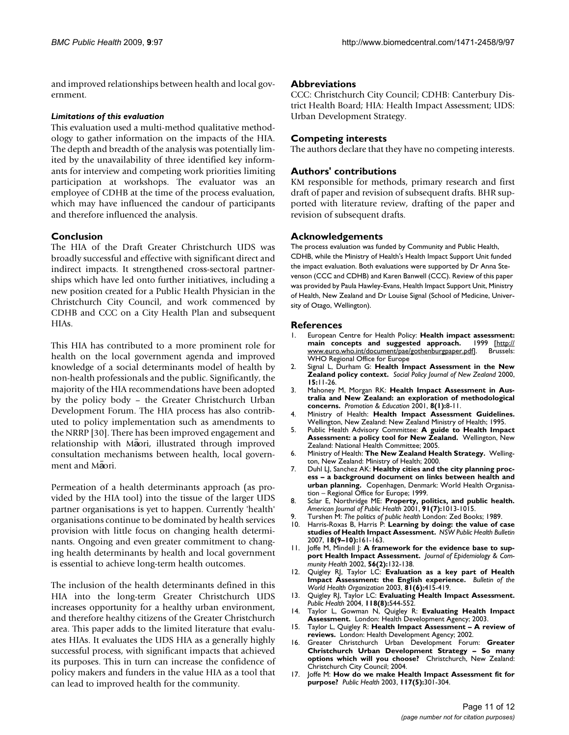and improved relationships between health and local government.

#### *Limitations of this evaluation*

This evaluation used a multi-method qualitative methodology to gather information on the impacts of the HIA. The depth and breadth of the analysis was potentially limited by the unavailability of three identified key informants for interview and competing work priorities limiting participation at workshops. The evaluator was an employee of CDHB at the time of the process evaluation, which may have influenced the candour of participants and therefore influenced the analysis.

## Conclusion

The HIA of the Draft Greater Christchurch UDS was broadly successful and effective with significant direct and indirect impacts. It strengthened cross-sectoral partnerships which have led onto further initiatives, including a new position created for a Public Health Physician in the Christchurch City Council, and work commenced by CDHB and CCC on a City Health Plan and subsequent HIAs.

This HIA has contributed to a more prominent role for health on the local government agenda and improved knowledge of a social determinants model of health by non-health professionals and the public. Significantly, the majority of the HIA recommendations have been adopted by the policy body – the Greater Christchurch Urban Development Forum. The HIA process has also contributed to policy implementation such as amendments to the NRRP [30]. There has been improved engagement and relationship with Māori, illustrated through improved consultation mechanisms between health, local government and Māori.

Permeation of a health determinants approach (as provided by the HIA tool) into the tissue of the larger UDS partner organisations is yet to happen. Currently 'health' organisations continue to be dominated by health services provision with little focus on changing health determinants. Ongoing and even greater commitment to changing health determinants by health and local government is essential to achieve long-term health outcomes.

The inclusion of the health determinants defined in this HIA into the long-term Greater Christchurch UDS increases opportunity for a healthy urban environment, and therefore healthy citizens of the Greater Christchurch area. This paper adds to the limited literature that evaluates HIAs. It evaluates the UDS HIA as a generally highly successful process, with significant impacts that achieved its purposes. This in turn can increase the confidence of policy makers and funders in the value HIA as a tool that can lead to improved health for the community.

## Abbreviations

CCC: Christchurch City Council; CDHB: Canterbury District Health Board; HIA: Health Impact Assessment; UDS: Urban Development Strategy.

## Competing interests

The authors declare that they have no competing interests.

## Authors' contributions

KM responsible for methods, primary research and first draft of paper and revision of subsequent drafts. BHR supported with literature review, drafting of the paper and revision of subsequent drafts.

## Acknowledgements

The process evaluation was funded by Community and Public Health, CDHB, while the Ministry of Health's Health Impact Support Unit funded the impact evaluation. Both evaluations were supported by Dr Anna Stevenson (CCC and CDHB) and Karen Banwell (CCC). Review of this paper was provided by Paula Hawley-Evans, Health Impact Support Unit, Ministry of Health, New Zealand and Dr Louise Signal (School of Medicine, University of Otago, Wellington).

## References

1. European Centre for Health Policy: **Health impact assessment: main concepts and suggested approach.** 1999 [http://www.euro.who.int/document/pae/gothenburgpaper.pdf]. Brussels: WHO Regional Office for Europe
2. Signal L, Durham G: **Health Impact Assessment in the New Zealand policy context.** *Social Policy Journal of New Zealand* 2000, **15:**11-26.
3. Mahoney M, Morgan RK: **Health Impact Assessment in Australia and New Zealand: an exploration of methodological concerns.** *Promotion & Education* 2001, **8(1):**8-11.
4. Ministry of Health: **Health Impact Assessment Guidelines.** Wellington, New Zealand: New Zealand Ministry of Health; 1995.
5. Public Health Advisory Committee: **A guide to Health Impact Assessment: a policy tool for New Zealand.** Wellington, New Zealand: National Health Committee; 2005.
6. Ministry of Health: **The New Zealand Health Strategy.** Wellington, New Zealand: Ministry of Health; 2000.
7. Duhl LJ, Sanchez AK: **Healthy cities and the city planning process – a background document on links between health and urban planning.** Copenhagen, Denmark: World Health Organisation – Regional Office for Europe; 1999.
8. Sclar E, Northridge ME: **Property, politics, and public health.** *American Journal of Public Health* 2001, **91(7):**1013-1015.
9. Turshen M: *The politics of public health* London: Zed Books; 1989.
10. Harris-Roxas B, Harris P: **Learning by doing: the value of case studies of Health Impact Assessment.** *NSW Public Health Bulletin* 2007, **18(9–10):**161-163.
11. Joffe M, Mindell J: **A framework for the evidence base to support Health Impact Assessment.** *Journal of Epidemiology & Community Health* 2002, **56(2):**132-138.
12. Quigley RJ, Taylor LC: **Evaluation as a key part of Health Impact Assessment: the English experience.** *Bulletin of the World Health Organization* 2003, **81(6):**415-419.
13. Quigley RJ, Taylor LC: **Evaluating Health Impact Assessment.** *Public Health* 2004, **118(8):**544-552.
14. Taylor L, Gowman N, Quigley R: **Evaluating Health Impact Assessment.** London: Health Development Agency; 2003.
15. Taylor L, Quigley R: **Health Impact Assessment – A review of reviews.** London: Health Development Agency; 2002.
16. Greater Christchurch Urban Development Forum: **Greater Christchurch Urban Development Strategy – So many options which will you choose?** Christchurch, New Zealand: Christchurch City Council; 2004.
17. Joffe M: **How do we make Health Impact Assessment fit for purpose?** *Public Health* 2003, **117(5):**301-304.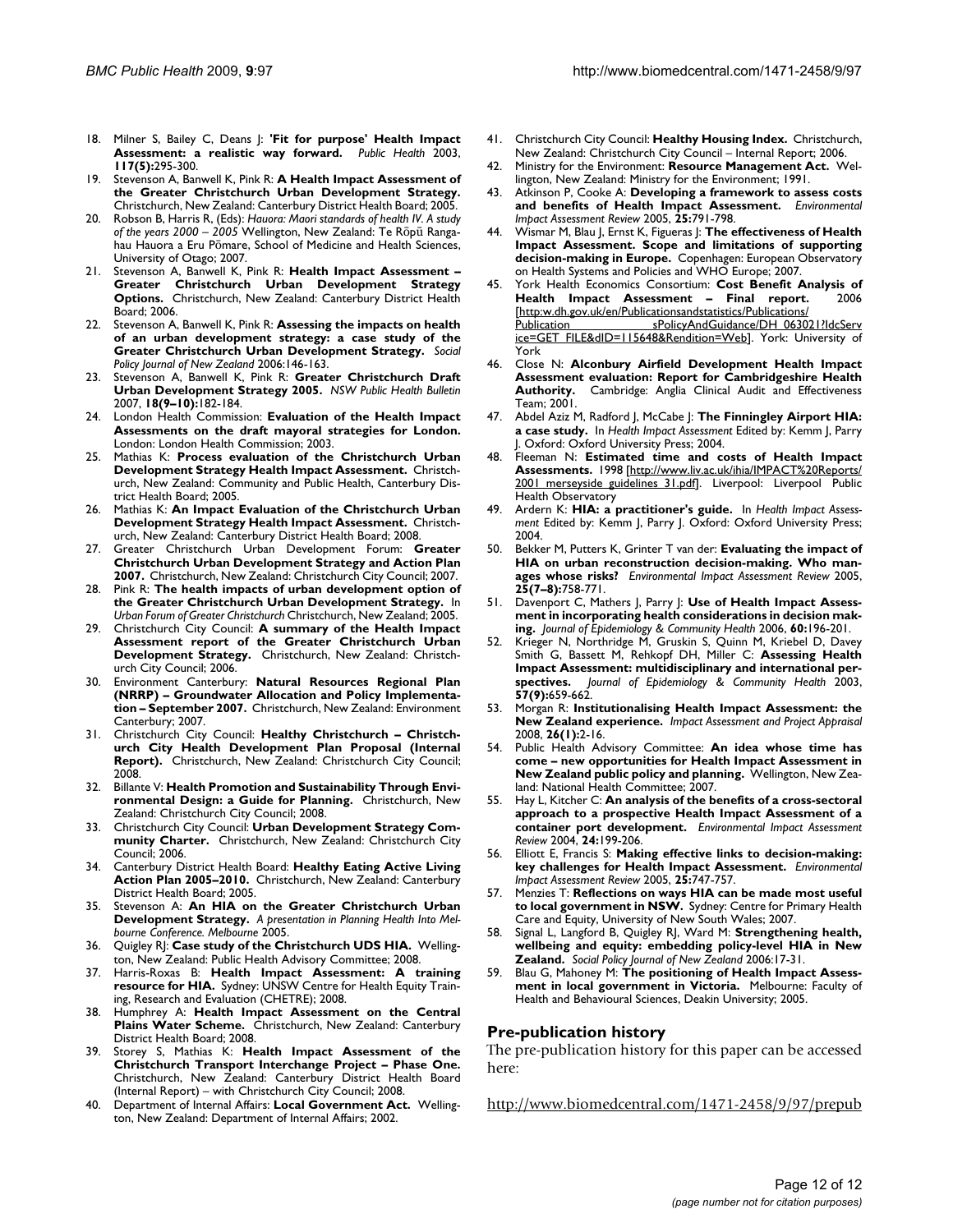18. Milner S, Bailey C, Deans J: **'Fit for purpose' Health Impact Assessment: a realistic way forward.** *Public Health* 2003, **117(5):**295-300.
19. Stevenson A, Banwell K, Pink R: **A Health Impact Assessment of the Greater Christchurch Urban Development Strategy.** Christchurch, New Zealand: Canterbury District Health Board; 2005.
20. Robson B, Harris R, (Eds): *Hauora: Maori standards of health IV. A study of the years 2000 – 2005* Wellington, New Zealand: Te Rōpū Rangahau Hauora a Eru Pōmare, School of Medicine and Health Sciences, University of Otago; 2007.
21. Stevenson A, Banwell K, Pink R: **Health Impact Assessment – Greater Christchurch Urban Development Strategy Options.** Christchurch, New Zealand: Canterbury District Health Board; 2006.
22. Stevenson A, Banwell K, Pink R: **Assessing the impacts on health of an urban development strategy: a case study of the Greater Christchurch Urban Development Strategy.** *Social Policy Journal of New Zealand* 2006:146-163.
23. Stevenson A, Banwell K, Pink R: **Greater Christchurch Draft Urban Development Strategy 2005.** *NSW Public Health Bulletin* 2007, **18(9–10):**182-184.
24. London Health Commission: **Evaluation of the Health Impact Assessments on the draft mayoral strategies for London.** London: London Health Commission; 2003.
25. Mathias K: **Process evaluation of the Christchurch Urban Development Strategy Health Impact Assessment.** Christchurch, New Zealand: Community and Public Health, Canterbury District Health Board; 2005.
26. Mathias K: **An Impact Evaluation of the Christchurch Urban Development Strategy Health Impact Assessment.** Christchurch, New Zealand: Canterbury District Health Board; 2008.
27. Greater Christchurch Urban Development Forum: **Greater Christchurch Urban Development Strategy and Action Plan 2007.** Christchurch, New Zealand: Christchurch City Council; 2007.
28. Pink R: **The health impacts of urban development option of the Greater Christchurch Urban Development Strategy.** In *Urban Forum of Greater Christchurch* Christchurch, New Zealand; 2005.
29. Christchurch City Council: **A summary of the Health Impact Assessment report of the Greater Christchurch Urban Development Strategy.** Christchurch, New Zealand: Christchurch City Council; 2006.
30. Environment Canterbury: **Natural Resources Regional Plan (NRRP) – Groundwater Allocation and Policy Implementation – September 2007.** Christchurch, New Zealand: Environment Canterbury; 2007.
31. Christchurch City Council: **Healthy Christchurch – Christchurch City Health Development Plan Proposal (Internal Report).** Christchurch, New Zealand: Christchurch City Council; 2008.
32. Billante V: **Health Promotion and Sustainability Through Environmental Design: a Guide for Planning.** Christchurch, New Zealand: Christchurch City Council; 2008.
33. Christchurch City Council: **Urban Development Strategy Community Charter.** Christchurch, New Zealand: Christchurch City Council; 2006.
34. Canterbury District Health Board: **Healthy Eating Active Living Action Plan 2005–2010.** Christchurch, New Zealand: Canterbury District Health Board; 2005.
35. Stevenson A: **An HIA on the Greater Christchurch Urban Development Strategy.** *A presentation in Planning Health Into Melbourne Conference. Melbourne* 2005.
36. Quigley RJ: **Case study of the Christchurch UDS HIA.** Wellington, New Zealand: Public Health Advisory Committee; 2008.
37. Harris-Roxas B: **Health Impact Assessment: A training resource for HIA.** Sydney: UNSW Centre for Health Equity Training, Research and Evaluation (CHETRE); 2008.
38. Humphrey A: **Health Impact Assessment on the Central Plains Water Scheme.** Christchurch, New Zealand: Canterbury District Health Board; 2008.
39. Storey S, Mathias K: **Health Impact Assessment of the Christchurch Transport Interchange Project – Phase One.** Christchurch, New Zealand: Canterbury District Health Board (Internal Report) – with Christchurch City Council; 2008.
40. Department of Internal Affairs: **Local Government Act.** Wellington, New Zealand: Department of Internal Affairs; 2002.
41. Christchurch City Council: **Healthy Housing Index.** Christchurch, New Zealand: Christchurch City Council – Internal Report; 2006.
42. Ministry for the Environment: **Resource Management Act.** Wellington, New Zealand: Ministry for the Environment; 1991.
43. Atkinson P, Cooke A: **Developing a framework to assess costs and benefits of Health Impact Assessment.** *Environmental Impact Assessment Review* 2005, **25:**791-798.
44. Wismar M, Blau J, Ernst K, Figueras J: **The effectiveness of Health Impact Assessment. Scope and limitations of supporting decision-making in Europe.** Copenhagen: European Observatory on Health Systems and Policies and WHO Europe; 2007.
45. York Health Economics Consortium: **Cost Benefit Analysis of Health Impact Assessment – Final report.** 2006 [http:w.dh.gov.uk/en/Publicationsandstatistics/Publications/PublicationsPolicyAndGuidance/DH_063021?IdcService=GET_FILE&dID=115648&Rendition=Web]. York: University of York
46. Close N: **Alconbury Airfield Development Health Impact Assessment evaluation: Report for Cambridgeshire Health Authority.** Cambridge: Anglia Clinical Audit and Effectiveness Team; 2001.
47. Abdel Aziz M, Radford J, McCabe J: **The Finningley Airport HIA: a case study.** In *Health Impact Assessment* Edited by: Kemm J, Parry J. Oxford: Oxford University Press; 2004.
48. Fleeman N: **Estimated time and costs of Health Impact Assessments.** 1998 [http://www.liv.ac.uk/ihia/IMPACT%20Reports/2001_merseyside_guidelines_31.pdf]. Liverpool: Liverpool Public Health Observatory
49. Ardern K: **HIA: a practitioner's guide.** In *Health Impact Assessment* Edited by: Kemm J, Parry J. Oxford: Oxford University Press; 2004.
50. Bekker M, Putters K, Grinter T van der: **Evaluating the impact of HIA on urban reconstruction decision-making. Who manages whose risks?** *Environmental Impact Assessment Review* 2005, **25(7–8):**758-771.
51. Davenport C, Mathers J, Parry J: **Use of Health Impact Assessment in incorporating health considerations in decision making.** *Journal of Epidemiology & Community Health* 2006, **60:**196-201.
52. Krieger N, Northridge M, Gruskin S, Quinn M, Kriebel D, Davey Smith G, Bassett M, Rehkopf DH, Miller C: **Assessing Health Impact Assessment: multidisciplinary and international perspectives.** *Journal of Epidemiology & Community Health* 2003, **57(9):**659-662.
53. Morgan R: **Institutionalising Health Impact Assessment: the New Zealand experience.** *Impact Assessment and Project Appraisal* 2008, **26(1):**2-16.
54. Public Health Advisory Committee: **An idea whose time has come – new opportunities for Health Impact Assessment in New Zealand public policy and planning.** Wellington, New Zealand: National Health Committee; 2007.
55. Hay L, Kitcher C: **An analysis of the benefits of a cross-sectoral approach to a prospective Health Impact Assessment of a container port development.** *Environmental Impact Assessment Review* 2004, **24:**199-206.
56. Elliott E, Francis S: **Making effective links to decision-making: key challenges for Health Impact Assessment.** *Environmental Impact Assessment Review* 2005, **25:**747-757.
57. Menzies T: **Reflections on ways HIA can be made most useful to local government in NSW.** Sydney: Centre for Primary Health Care and Equity, University of New South Wales; 2007.
58. Signal L, Langford B, Quigley RJ, Ward M: **Strengthening health, wellbeing and equity: embedding policy-level HIA in New Zealand.** *Social Policy Journal of New Zealand* 2006:17-31.
59. Blau G, Mahoney M: **The positioning of Health Impact Assessment in local government in Victoria.** Melbourne: Faculty of Health and Behavioural Sciences, Deakin University; 2005.

## Pre-publication history

The pre-publication history for this paper can be accessed here:

http://www.biomedcentral.com/1471-2458/9/97/prepub